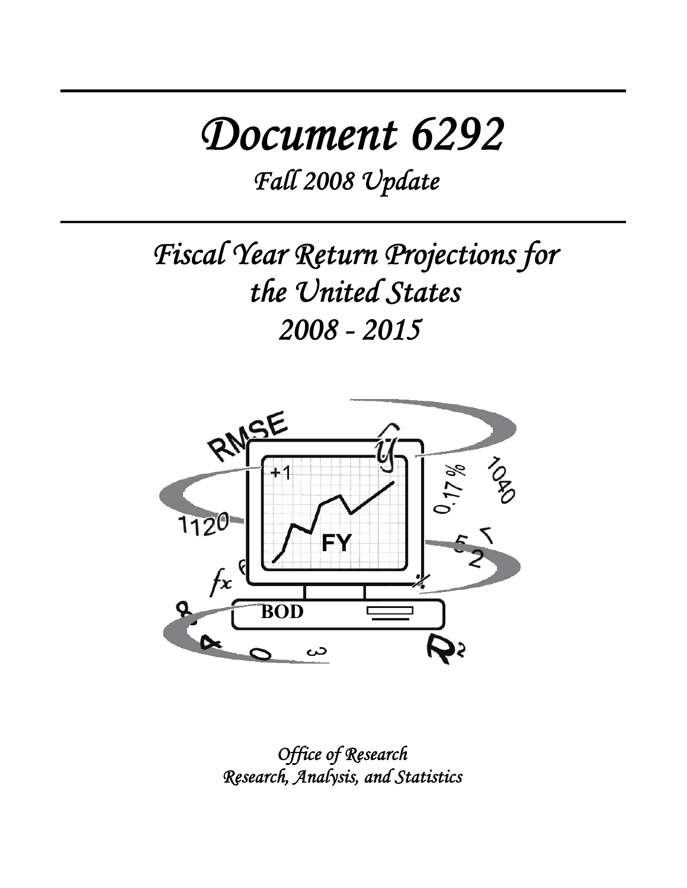# Document 6292

## Fall 2008 Update

## Fiscal Year Return Projections for the United States 2008 - 2015

*Office of Research*
*Research, Analysis, and Statistics*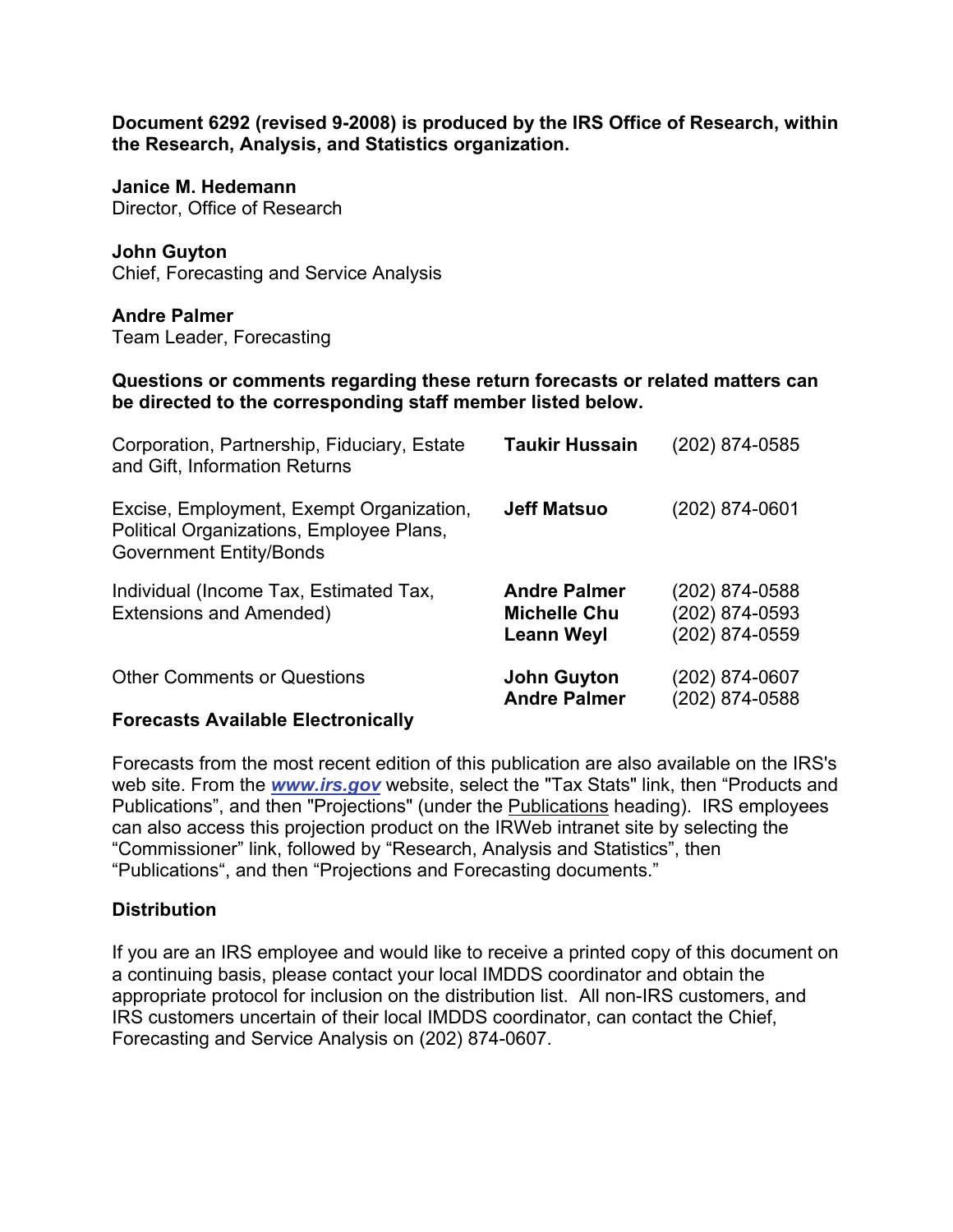**Document 6292 (revised 9-2008) is produced by the IRS Office of Research, within the Research, Analysis, and Statistics organization.**

**Janice M. Hedemann**
Director, Office of Research

**John Guyton**
Chief, Forecasting and Service Analysis

**Andre Palmer**
Team Leader, Forecasting

**Questions or comments regarding these return forecasts or related matters can be directed to the corresponding staff member listed below.**

| | | |
|---|---|---|
| Corporation, Partnership, Fiduciary, Estate and Gift, Information Returns | **Taukir Hussain** | (202) 874-0585 |
| Excise, Employment, Exempt Organization, Political Organizations, Employee Plans, Government Entity/Bonds | **Jeff Matsuo** | (202) 874-0601 |
| Individual (Income Tax, Estimated Tax, Extensions and Amended) | **Andre Palmer**<br>**Michelle Chu**<br>**Leann Weyl** | (202) 874-0588<br>(202) 874-0593<br>(202) 874-0559 |
| Other Comments or Questions | **John Guyton**<br>**Andre Palmer** | (202) 874-0607<br>(202) 874-0588 |

**Forecasts Available Electronically**

Forecasts from the most recent edition of this publication are also available on the IRS's web site. From the ***www.irs.gov*** website, select the "Tax Stats" link, then "Products and Publications", and then "Projections" (under the Publications heading). IRS employees can also access this projection product on the IRWeb intranet site by selecting the "Commissioner" link, followed by "Research, Analysis and Statistics", then "Publications", and then "Projections and Forecasting documents."

**Distribution**

If you are an IRS employee and would like to receive a printed copy of this document on a continuing basis, please contact your local IMDDS coordinator and obtain the appropriate protocol for inclusion on the distribution list. All non-IRS customers, and IRS customers uncertain of their local IMDDS coordinator, can contact the Chief, Forecasting and Service Analysis on (202) 874-0607.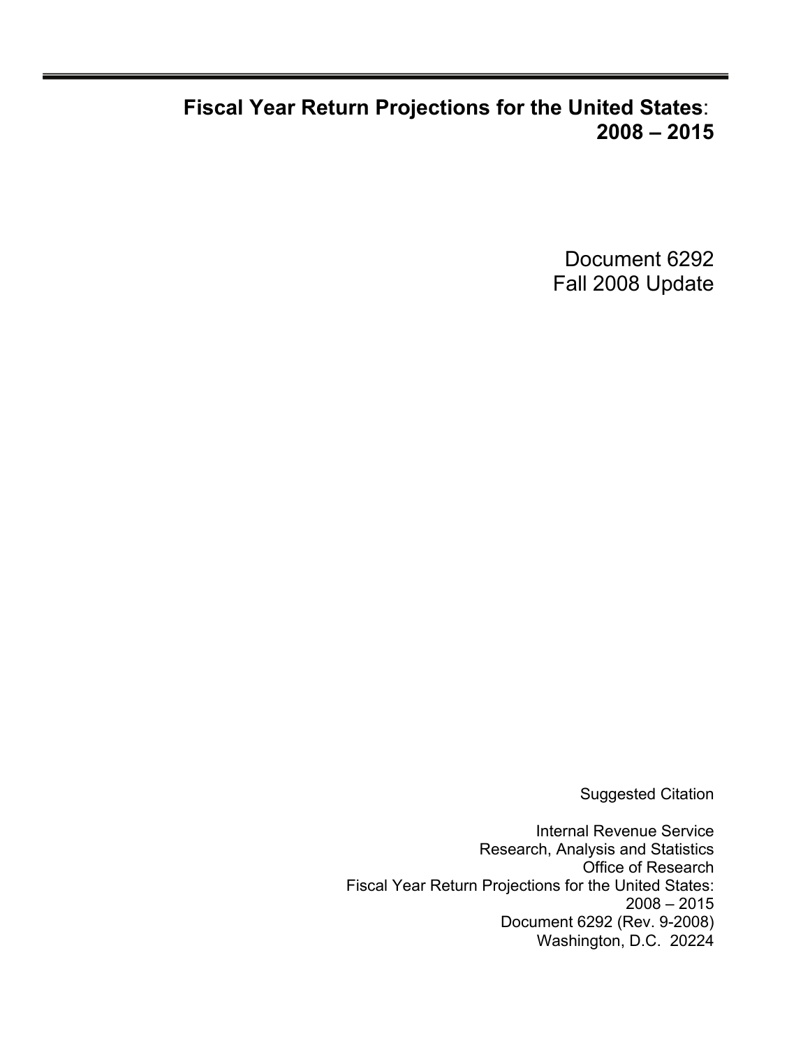# Fiscal Year Return Projections for the United States: 2008 – 2015

Document 6292
Fall 2008 Update

Suggested Citation

Internal Revenue Service
Research, Analysis and Statistics
Office of Research
Fiscal Year Return Projections for the United States:
2008 – 2015
Document 6292 (Rev. 9-2008)
Washington, D.C. 20224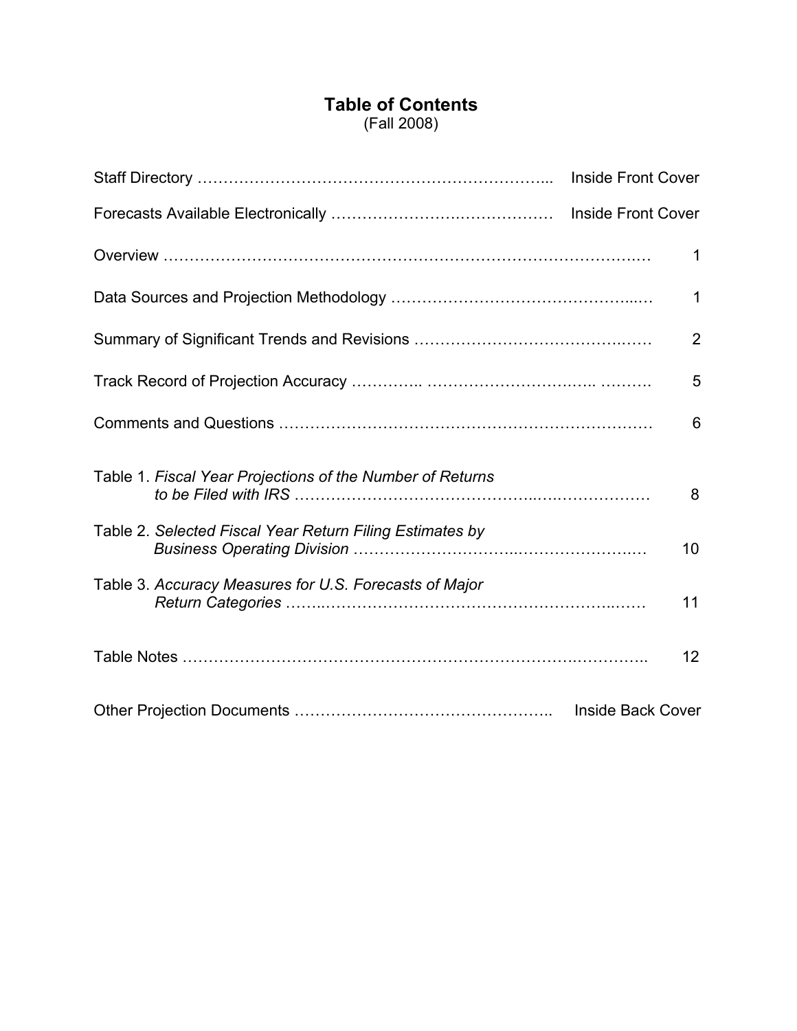# Table of Contents

(Fall 2008)

| | |
|---|---|
| Staff Directory | Inside Front Cover |
| Forecasts Available Electronically | Inside Front Cover |
| Overview | 1 |
| Data Sources and Projection Methodology | 1 |
| Summary of Significant Trends and Revisions | 2 |
| Track Record of Projection Accuracy | 5 |
| Comments and Questions | 6 |
| Table 1. *Fiscal Year Projections of the Number of Returns to be Filed with IRS* | 8 |
| Table 2. *Selected Fiscal Year Return Filing Estimates by Business Operating Division* | 10 |
| Table 3. *Accuracy Measures for U.S. Forecasts of Major Return Categories* | 11 |
| Table Notes | 12 |
| Other Projection Documents | Inside Back Cover |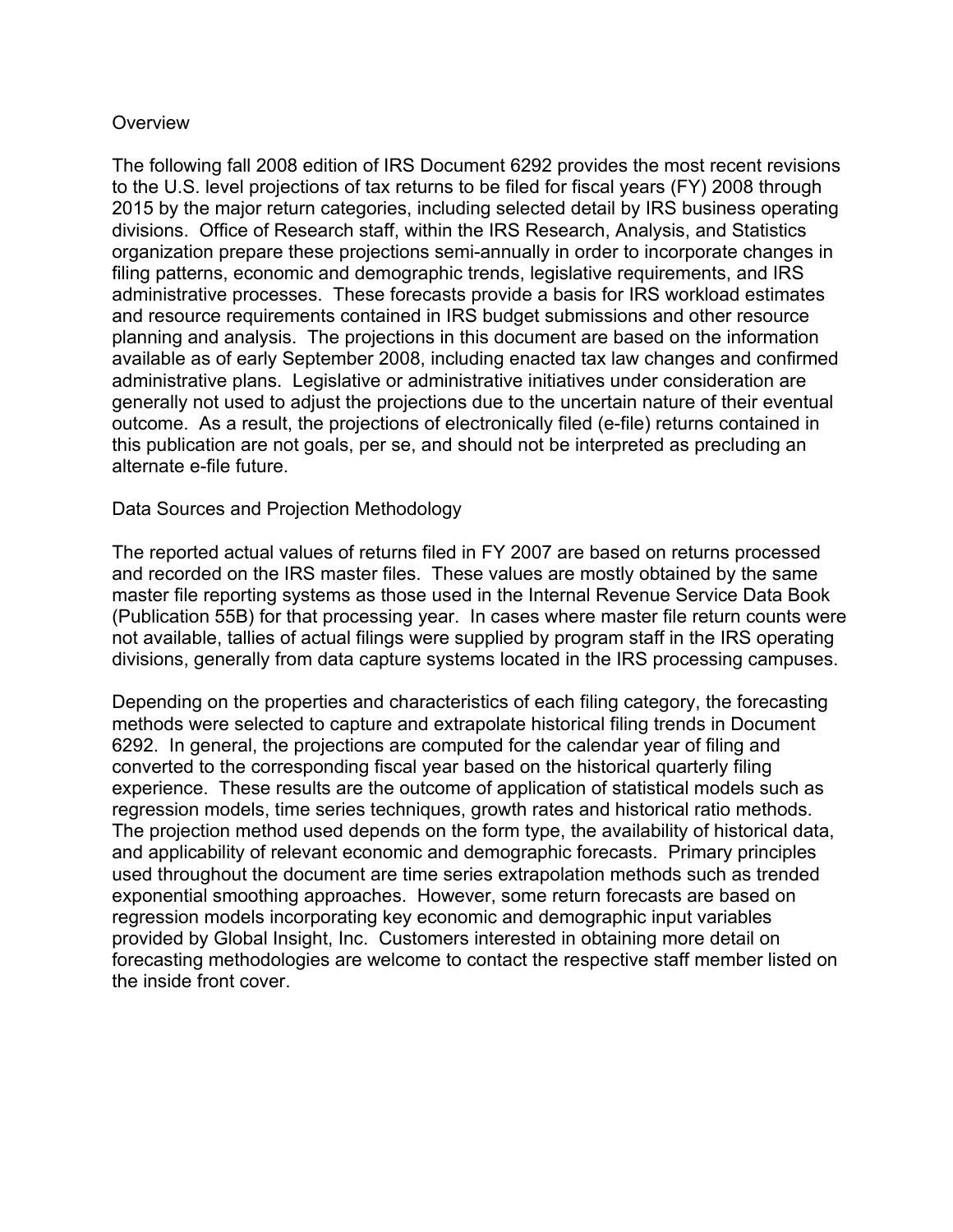## Overview

The following fall 2008 edition of IRS Document 6292 provides the most recent revisions to the U.S. level projections of tax returns to be filed for fiscal years (FY) 2008 through 2015 by the major return categories, including selected detail by IRS business operating divisions. Office of Research staff, within the IRS Research, Analysis, and Statistics organization prepare these projections semi-annually in order to incorporate changes in filing patterns, economic and demographic trends, legislative requirements, and IRS administrative processes. These forecasts provide a basis for IRS workload estimates and resource requirements contained in IRS budget submissions and other resource planning and analysis. The projections in this document are based on the information available as of early September 2008, including enacted tax law changes and confirmed administrative plans. Legislative or administrative initiatives under consideration are generally not used to adjust the projections due to the uncertain nature of their eventual outcome. As a result, the projections of electronically filed (e-file) returns contained in this publication are not goals, per se, and should not be interpreted as precluding an alternate e-file future.

## Data Sources and Projection Methodology

The reported actual values of returns filed in FY 2007 are based on returns processed and recorded on the IRS master files. These values are mostly obtained by the same master file reporting systems as those used in the Internal Revenue Service Data Book (Publication 55B) for that processing year. In cases where master file return counts were not available, tallies of actual filings were supplied by program staff in the IRS operating divisions, generally from data capture systems located in the IRS processing campuses.

Depending on the properties and characteristics of each filing category, the forecasting methods were selected to capture and extrapolate historical filing trends in Document 6292. In general, the projections are computed for the calendar year of filing and converted to the corresponding fiscal year based on the historical quarterly filing experience. These results are the outcome of application of statistical models such as regression models, time series techniques, growth rates and historical ratio methods. The projection method used depends on the form type, the availability of historical data, and applicability of relevant economic and demographic forecasts. Primary principles used throughout the document are time series extrapolation methods such as trended exponential smoothing approaches. However, some return forecasts are based on regression models incorporating key economic and demographic input variables provided by Global Insight, Inc. Customers interested in obtaining more detail on forecasting methodologies are welcome to contact the respective staff member listed on the inside front cover.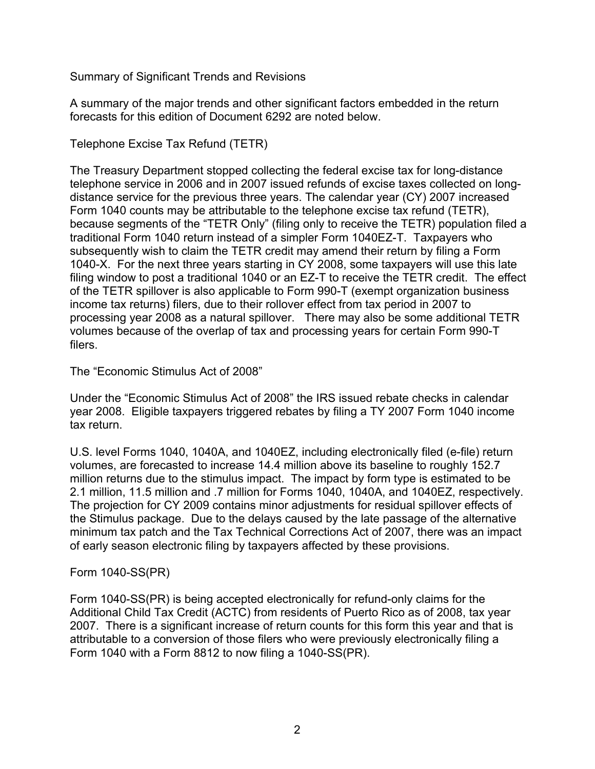## Summary of Significant Trends and Revisions

A summary of the major trends and other significant factors embedded in the return forecasts for this edition of Document 6292 are noted below.

### Telephone Excise Tax Refund (TETR)

The Treasury Department stopped collecting the federal excise tax for long-distance telephone service in 2006 and in 2007 issued refunds of excise taxes collected on long-distance service for the previous three years. The calendar year (CY) 2007 increased Form 1040 counts may be attributable to the telephone excise tax refund (TETR), because segments of the "TETR Only" (filing only to receive the TETR) population filed a traditional Form 1040 return instead of a simpler Form 1040EZ-T. Taxpayers who subsequently wish to claim the TETR credit may amend their return by filing a Form 1040-X. For the next three years starting in CY 2008, some taxpayers will use this late filing window to post a traditional 1040 or an EZ-T to receive the TETR credit. The effect of the TETR spillover is also applicable to Form 990-T (exempt organization business income tax returns) filers, due to their rollover effect from tax period in 2007 to processing year 2008 as a natural spillover. There may also be some additional TETR volumes because of the overlap of tax and processing years for certain Form 990-T filers.

### The "Economic Stimulus Act of 2008"

Under the "Economic Stimulus Act of 2008" the IRS issued rebate checks in calendar year 2008. Eligible taxpayers triggered rebates by filing a TY 2007 Form 1040 income tax return.

U.S. level Forms 1040, 1040A, and 1040EZ, including electronically filed (e-file) return volumes, are forecasted to increase 14.4 million above its baseline to roughly 152.7 million returns due to the stimulus impact. The impact by form type is estimated to be 2.1 million, 11.5 million and .7 million for Forms 1040, 1040A, and 1040EZ, respectively. The projection for CY 2009 contains minor adjustments for residual spillover effects of the Stimulus package. Due to the delays caused by the late passage of the alternative minimum tax patch and the Tax Technical Corrections Act of 2007, there was an impact of early season electronic filing by taxpayers affected by these provisions.

### Form 1040-SS(PR)

Form 1040-SS(PR) is being accepted electronically for refund-only claims for the Additional Child Tax Credit (ACTC) from residents of Puerto Rico as of 2008, tax year 2007. There is a significant increase of return counts for this form this year and that is attributable to a conversion of those filers who were previously electronically filing a Form 1040 with a Form 8812 to now filing a 1040-SS(PR).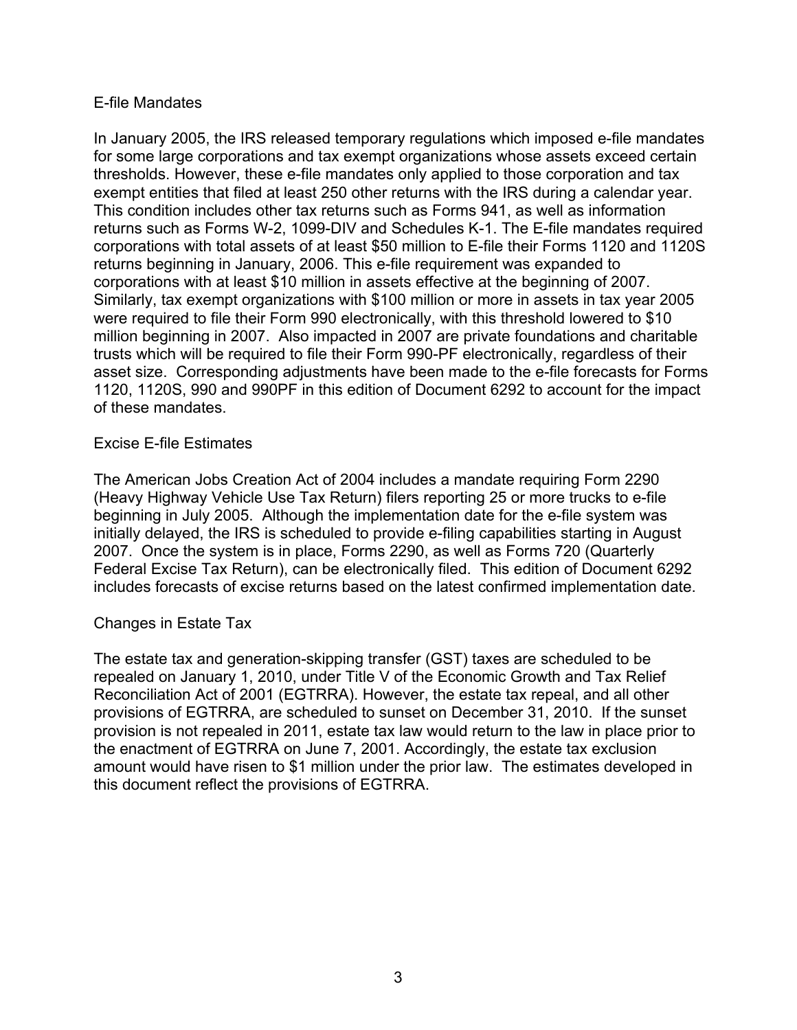## E-file Mandates

In January 2005, the IRS released temporary regulations which imposed e-file mandates for some large corporations and tax exempt organizations whose assets exceed certain thresholds. However, these e-file mandates only applied to those corporation and tax exempt entities that filed at least 250 other returns with the IRS during a calendar year. This condition includes other tax returns such as Forms 941, as well as information returns such as Forms W-2, 1099-DIV and Schedules K-1. The E-file mandates required corporations with total assets of at least $50 million to E-file their Forms 1120 and 1120S returns beginning in January, 2006. This e-file requirement was expanded to corporations with at least $10 million in assets effective at the beginning of 2007. Similarly, tax exempt organizations with $100 million or more in assets in tax year 2005 were required to file their Form 990 electronically, with this threshold lowered to $10 million beginning in 2007. Also impacted in 2007 are private foundations and charitable trusts which will be required to file their Form 990-PF electronically, regardless of their asset size. Corresponding adjustments have been made to the e-file forecasts for Forms 1120, 1120S, 990 and 990PF in this edition of Document 6292 to account for the impact of these mandates.

## Excise E-file Estimates

The American Jobs Creation Act of 2004 includes a mandate requiring Form 2290 (Heavy Highway Vehicle Use Tax Return) filers reporting 25 or more trucks to e-file beginning in July 2005. Although the implementation date for the e-file system was initially delayed, the IRS is scheduled to provide e-filing capabilities starting in August 2007. Once the system is in place, Forms 2290, as well as Forms 720 (Quarterly Federal Excise Tax Return), can be electronically filed. This edition of Document 6292 includes forecasts of excise returns based on the latest confirmed implementation date.

## Changes in Estate Tax

The estate tax and generation-skipping transfer (GST) taxes are scheduled to be repealed on January 1, 2010, under Title V of the Economic Growth and Tax Relief Reconciliation Act of 2001 (EGTRRA). However, the estate tax repeal, and all other provisions of EGTRRA, are scheduled to sunset on December 31, 2010. If the sunset provision is not repealed in 2011, estate tax law would return to the law in place prior to the enactment of EGTRRA on June 7, 2001. Accordingly, the estate tax exclusion amount would have risen to $1 million under the prior law. The estimates developed in this document reflect the provisions of EGTRRA.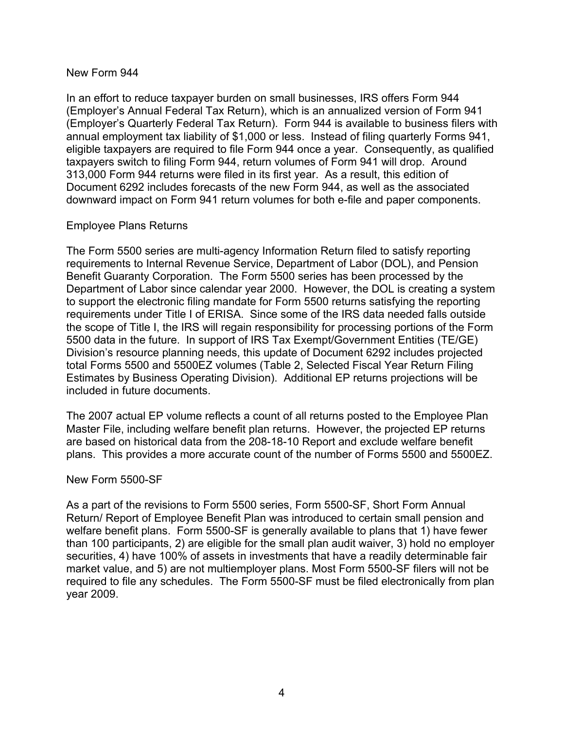### New Form 944

In an effort to reduce taxpayer burden on small businesses, IRS offers Form 944 (Employer's Annual Federal Tax Return), which is an annualized version of Form 941 (Employer's Quarterly Federal Tax Return). Form 944 is available to business filers with annual employment tax liability of $1,000 or less. Instead of filing quarterly Forms 941, eligible taxpayers are required to file Form 944 once a year. Consequently, as qualified taxpayers switch to filing Form 944, return volumes of Form 941 will drop. Around 313,000 Form 944 returns were filed in its first year. As a result, this edition of Document 6292 includes forecasts of the new Form 944, as well as the associated downward impact on Form 941 return volumes for both e-file and paper components.

### Employee Plans Returns

The Form 5500 series are multi-agency Information Return filed to satisfy reporting requirements to Internal Revenue Service, Department of Labor (DOL), and Pension Benefit Guaranty Corporation. The Form 5500 series has been processed by the Department of Labor since calendar year 2000. However, the DOL is creating a system to support the electronic filing mandate for Form 5500 returns satisfying the reporting requirements under Title I of ERISA. Since some of the IRS data needed falls outside the scope of Title I, the IRS will regain responsibility for processing portions of the Form 5500 data in the future. In support of IRS Tax Exempt/Government Entities (TE/GE) Division's resource planning needs, this update of Document 6292 includes projected total Forms 5500 and 5500EZ volumes (Table 2, Selected Fiscal Year Return Filing Estimates by Business Operating Division). Additional EP returns projections will be included in future documents.

The 2007 actual EP volume reflects a count of all returns posted to the Employee Plan Master File, including welfare benefit plan returns. However, the projected EP returns are based on historical data from the 208-18-10 Report and exclude welfare benefit plans. This provides a more accurate count of the number of Forms 5500 and 5500EZ.

### New Form 5500-SF

As a part of the revisions to Form 5500 series, Form 5500-SF, Short Form Annual Return/ Report of Employee Benefit Plan was introduced to certain small pension and welfare benefit plans. Form 5500-SF is generally available to plans that 1) have fewer than 100 participants, 2) are eligible for the small plan audit waiver, 3) hold no employer securities, 4) have 100% of assets in investments that have a readily determinable fair market value, and 5) are not multiemployer plans. Most Form 5500-SF filers will not be required to file any schedules. The Form 5500-SF must be filed electronically from plan year 2009.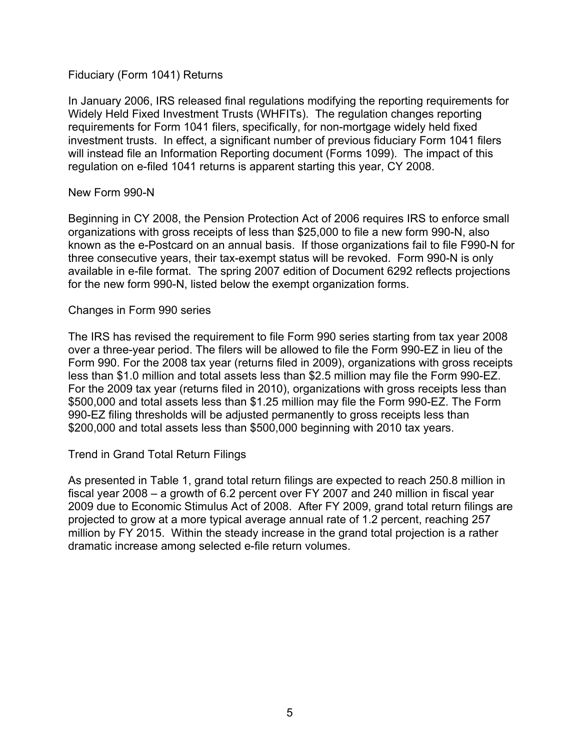## Fiduciary (Form 1041) Returns

In January 2006, IRS released final regulations modifying the reporting requirements for Widely Held Fixed Investment Trusts (WHFITs). The regulation changes reporting requirements for Form 1041 filers, specifically, for non-mortgage widely held fixed investment trusts. In effect, a significant number of previous fiduciary Form 1041 filers will instead file an Information Reporting document (Forms 1099). The impact of this regulation on e-filed 1041 returns is apparent starting this year, CY 2008.

## New Form 990-N

Beginning in CY 2008, the Pension Protection Act of 2006 requires IRS to enforce small organizations with gross receipts of less than $25,000 to file a new form 990-N, also known as the e-Postcard on an annual basis. If those organizations fail to file F990-N for three consecutive years, their tax-exempt status will be revoked. Form 990-N is only available in e-file format. The spring 2007 edition of Document 6292 reflects projections for the new form 990-N, listed below the exempt organization forms.

## Changes in Form 990 series

The IRS has revised the requirement to file Form 990 series starting from tax year 2008 over a three-year period. The filers will be allowed to file the Form 990-EZ in lieu of the Form 990. For the 2008 tax year (returns filed in 2009), organizations with gross receipts less than $1.0 million and total assets less than $2.5 million may file the Form 990-EZ. For the 2009 tax year (returns filed in 2010), organizations with gross receipts less than $500,000 and total assets less than $1.25 million may file the Form 990-EZ. The Form 990-EZ filing thresholds will be adjusted permanently to gross receipts less than $200,000 and total assets less than $500,000 beginning with 2010 tax years.

## Trend in Grand Total Return Filings

As presented in Table 1, grand total return filings are expected to reach 250.8 million in fiscal year 2008 – a growth of 6.2 percent over FY 2007 and 240 million in fiscal year 2009 due to Economic Stimulus Act of 2008. After FY 2009, grand total return filings are projected to grow at a more typical average annual rate of 1.2 percent, reaching 257 million by FY 2015. Within the steady increase in the grand total projection is a rather dramatic increase among selected e-file return volumes.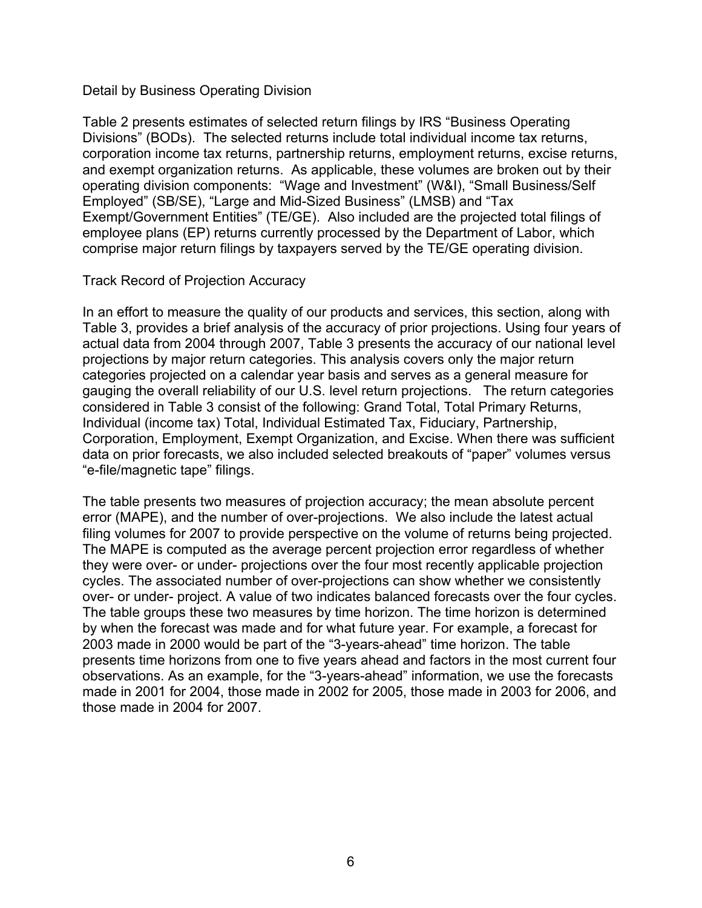## Detail by Business Operating Division

Table 2 presents estimates of selected return filings by IRS "Business Operating Divisions" (BODs). The selected returns include total individual income tax returns, corporation income tax returns, partnership returns, employment returns, excise returns, and exempt organization returns. As applicable, these volumes are broken out by their operating division components: "Wage and Investment" (W&I), "Small Business/Self Employed" (SB/SE), "Large and Mid-Sized Business" (LMSB) and "Tax Exempt/Government Entities" (TE/GE). Also included are the projected total filings of employee plans (EP) returns currently processed by the Department of Labor, which comprise major return filings by taxpayers served by the TE/GE operating division.

## Track Record of Projection Accuracy

In an effort to measure the quality of our products and services, this section, along with Table 3, provides a brief analysis of the accuracy of prior projections. Using four years of actual data from 2004 through 2007, Table 3 presents the accuracy of our national level projections by major return categories. This analysis covers only the major return categories projected on a calendar year basis and serves as a general measure for gauging the overall reliability of our U.S. level return projections. The return categories considered in Table 3 consist of the following: Grand Total, Total Primary Returns, Individual (income tax) Total, Individual Estimated Tax, Fiduciary, Partnership, Corporation, Employment, Exempt Organization, and Excise. When there was sufficient data on prior forecasts, we also included selected breakouts of "paper" volumes versus "e-file/magnetic tape" filings.

The table presents two measures of projection accuracy; the mean absolute percent error (MAPE), and the number of over-projections. We also include the latest actual filing volumes for 2007 to provide perspective on the volume of returns being projected. The MAPE is computed as the average percent projection error regardless of whether they were over- or under- projections over the four most recently applicable projection cycles. The associated number of over-projections can show whether we consistently over- or under- project. A value of two indicates balanced forecasts over the four cycles. The table groups these two measures by time horizon. The time horizon is determined by when the forecast was made and for what future year. For example, a forecast for 2003 made in 2000 would be part of the "3-years-ahead" time horizon. The table presents time horizons from one to five years ahead and factors in the most current four observations. As an example, for the "3-years-ahead" information, we use the forecasts made in 2001 for 2004, those made in 2002 for 2005, those made in 2003 for 2006, and those made in 2004 for 2007.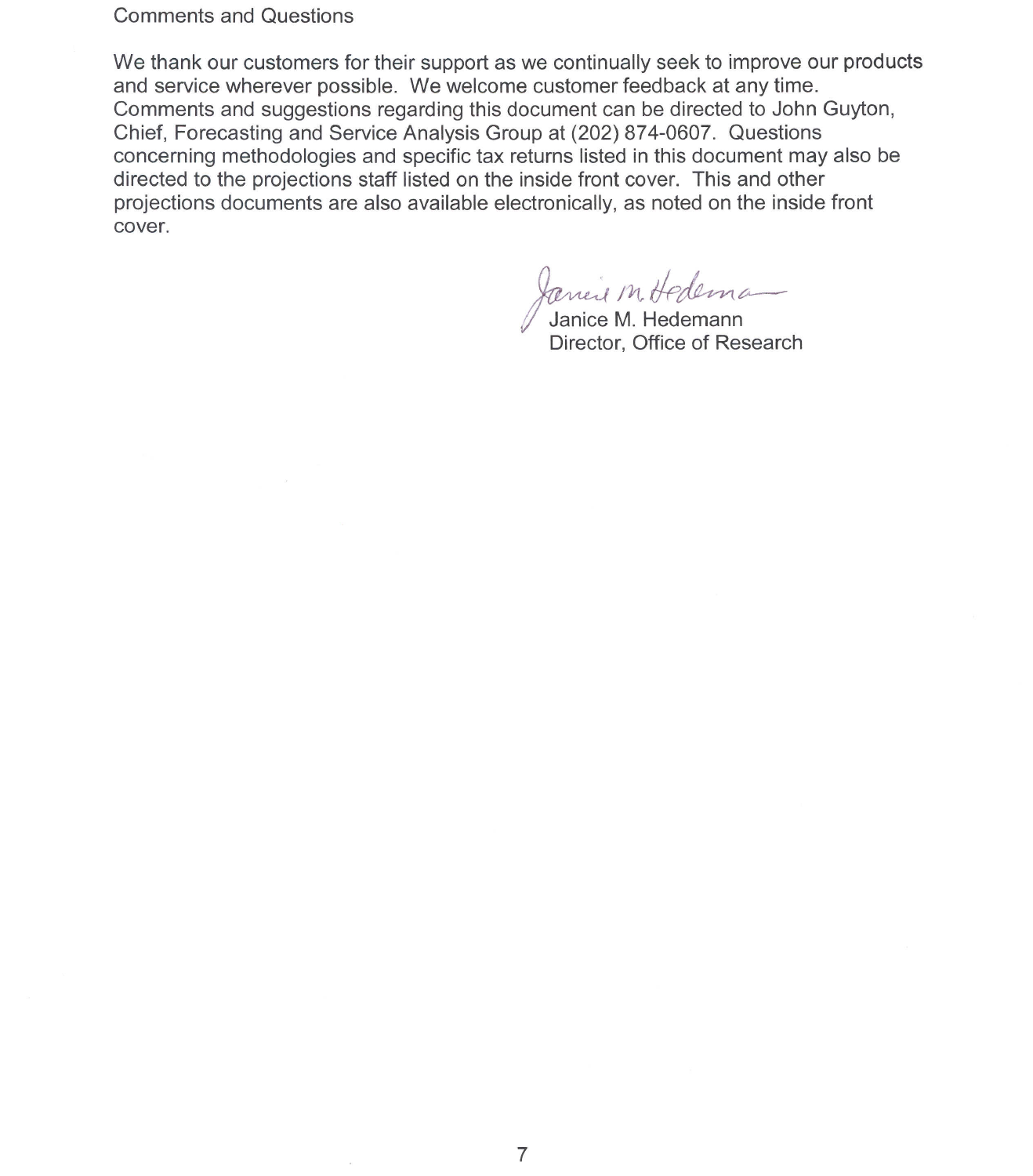## Comments and Questions

We thank our customers for their support as we continually seek to improve our products and service wherever possible. We welcome customer feedback at any time. Comments and suggestions regarding this document can be directed to John Guyton, Chief, Forecasting and Service Analysis Group at (202) 874-0607. Questions concerning methodologies and specific tax returns listed in this document may also be directed to the projections staff listed on the inside front cover. This and other projections documents are also available electronically, as noted on the inside front cover.

Janice M. Hedemann
Director, Office of Research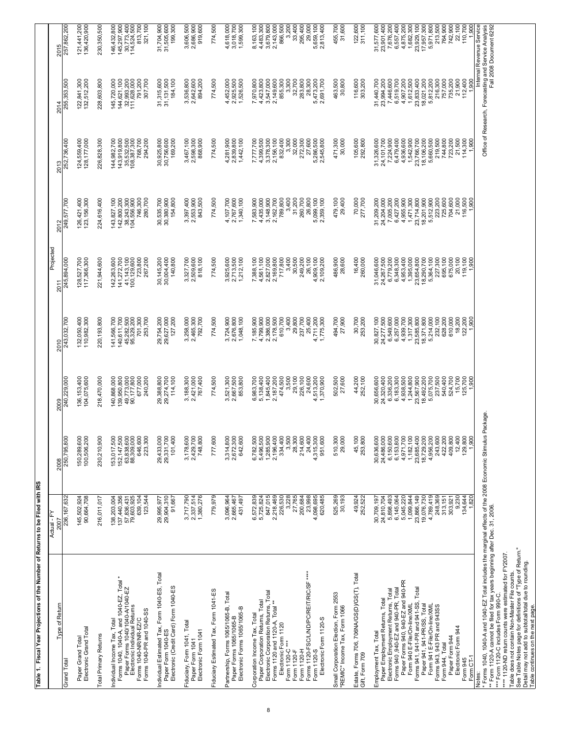**Table 1. Fiscal Year Projections of the Number of Returns to be Filed with IRS**

| Type of Return | Actual - FY 2007 | Projected 2008 | 2009 | 2010 | 2011 | 2012 | 2013 | 2014 | 2015 |
|---|---|---|---|---|---|---|---|---|---|
| Grand Total | 236,167,632 | 250,795,800 | 240,229,000 | 243,032,700 | 245,894,000 | 249,577,700 | 252,736,400 | 255,353,500 | 257,862,200 |
| Paper Grand Total | 145,502,924 | 150,289,600 | 136,153,400 | 132,050,400 | 128,527,700 | 126,421,400 | 124,559,400 | 122,841,300 | 121,441,200 |
| Electronic Grand Total | 90,664,708 | 100,506,200 | 104,075,600 | 110,982,300 | 117,366,300 | 123,156,300 | 128,177,000 | 132,512,200 | 136,420,900 |
| Total Primary Returns | 216,011,017 | 230,210,900 | 218,470,000 | 220,193,800 | 221,944,600 | 224,616,400 | 226,828,300 | 228,603,800 | 230,350,500 |
| Individual Income Tax, Total | 138,203,004 | 153,017,500 | 140,868,000 | 141,566,700 | 142,263,600 | 143,827,100 | 144,982,700 | 145,720,000 | 146,432,800 |
| Forms 1040, 1040-A, and 1040-EZ, Total * | 137,440,356 | 152,147,500 | 139,950,800 | 140,611,700 | 141,272,700 | 142,800,200 | 143,919,800 | 144,621,100 | 145,297,900 |
| Paper Forms 1040/1040-A/1040-EZ | 57,836,431 | 63,838,600 | 49,773,000 | 45,282,500 | 41,143,100 | 38,243,300 | 35,532,500 | 32,993,200 | 30,773,400 |
| Electronic Individual Returns | 79,603,925 | 88,309,000 | 90,177,800 | 95,329,200 | 100,129,600 | 104,556,900 | 108,387,300 | 111,628,000 | 114,524,500 |
| Forms 1040-NR/NR-EZ/C | 639,104 | 646,600 | 677,000 | 701,300 | 723,800 | 746,300 | 768,700 | 791,200 | 813,700 |
| Forms 1040-PR and 1040-SS | 123,544 | 223,300 | 240,200 | 253,700 | 267,200 | 280,700 | 294,200 | 307,700 | 321,100 |
| Individual Estimated Tax, Form 1040-ES, Total | 29,995,977 | 29,433,000 | 29,388,800 | 29,754,200 | 30,145,200 | 30,535,700 | 30,925,800 | 31,315,600 | 31,704,900 |
| Paper Form 1040-ES | 29,904,310 | 29,331,700 | 29,274,700 | 29,627,000 | 30,004,400 | 30,380,900 | 30,756,600 | 31,131,500 | 31,505,600 |
| Electronic (Credit Card) Form 1040-ES | 91,667 | 101,400 | 114,100 | 127,200 | 140,800 | 154,800 | 169,200 | 184,100 | 199,300 |
| Fiduciary, Form 1041, Total | 3,717,790 | 3,178,600 | 3,188,300 | 3,258,000 | 3,327,700 | 3,397,400 | 3,467,100 | 3,536,800 | 3,606,500 |
| Paper Form 1041 | 2,337,514 | 2,429,700 | 2,421,000 | 2,465,300 | 2,509,600 | 2,553,900 | 2,598,300 | 2,642,600 | 2,686,900 |
| Electronic Form 1041 | 1,380,276 | 748,800 | 767,400 | 792,700 | 818,100 | 843,500 | 868,900 | 894,200 | 919,600 |
| Fiduciary Estimated Tax, Form 1041-ES | 779,979 | 777,600 | 774,500 | 774,500 | 774,500 | 774,500 | 774,500 | 774,500 | 774,500 |
| Partnership, Forms 1065/1065-B, Total | 3,096,964 | 3,314,800 | 3,521,300 | 3,724,900 | 3,925,600 | 4,107,700 | 4,281,900 | 4,452,000 | 4,618,000 |
| Paper Forms 1065/1065-B | 2,665,467 | 2,672,300 | 2,667,500 | 2,676,800 | 2,713,500 | 2,767,600 | 2,839,800 | 2,925,500 | 3,018,700 |
| Electronic Forms 1065/1065-B | 431,497 | 642,600 | 853,800 | 1,048,100 | 1,212,100 | 1,340,100 | 1,442,100 | 1,526,500 | 1,599,300 |
| Corporation Income Tax, Total | 6,572,839 | 6,782,500 | 6,983,700 | 7,185,900 | 7,388,100 | 7,583,900 | 7,777,700 | 7,970,800 | 8,163,100 |
| Paper Corporation Returns, Total | 5,725,824 | 5,496,500 | 5,138,400 | 4,799,900 | 4,561,100 | 4,435,000 | 4,399,500 | 4,423,800 | 4,483,300 |
| Electronic Corporation Returns, Total | 847,015 | 1,285,900 | 1,845,400 | 2,386,000 | 2,827,000 | 3,148,900 | 3,378,300 | 3,547,000 | 3,679,800 |
| Forms 1120 and 1120-A, Total ** | 2,218,469 | 2,196,400 | 2,187,200 | 2,178,500 | 2,169,800 | 2,162,700 | 2,156,100 | 2,149,600 | 2,143,000 |
| Electronic Form 1120 | 226,530 | 334,400 | 474,500 | 610,700 | 717,800 | 789,800 | 832,400 | 855,300 | 866,500 |
| Form 1120-C *** | 3,228 | 3,500 | 3,500 | 3,400 | 3,400 | 3,400 | 3,300 | 3,300 | 3,200 |
| Form 1120-F | 27,765 | 28,300 | 29,100 | 29,800 | 30,500 | 31,200 | 32,000 | 32,700 | 33,400 |
| Form 1120-H | 200,684 | 214,600 | 226,100 | 237,700 | 249,200 | 260,700 | 272,300 | 283,800 | 295,400 |
| Form 1120-FSC/L/ND/PC/REIT/RIC/SF **** | 23,998 | 24,400 | 24,600 | 25,400 | 26,100 | 26,800 | 27,600 | 28,300 | 29,000 |
| Form 1120-S | 4,098,695 | 4,315,300 | 4,513,200 | 4,711,200 | 4,909,100 | 5,099,100 | 5,286,500 | 5,473,200 | 5,659,100 |
| Electronic Form 1120-S | 620,485 | 951,600 | 1,370,900 | 1,775,300 | 2,109,200 | 2,359,100 | 2,545,800 | 2,691,700 | 2,813,400 |
| Small Corporation Election, Form 2553 | 525,269 | 510,300 | 502,500 | 494,700 | 486,900 | 479,100 | 471,300 | 463,500 | 455,700 |
| "REMIC" Income Tax, Form 1066 | 30,193 | 29,000 | 27,600 | 27,900 | 28,600 | 29,400 | 30,000 | 30,800 | 31,600 |
| Estate, Forms 706, 706NA/GS(D)/GS(T), Total | 49,924 | 45,100 | 44,200 | 30,700 | 16,400 | 70,000 | 105,600 | 116,600 | 122,600 |
| Gift, Form 709 | 252,522 | 253,800 | 252,100 | 253,200 | 260,000 | 277,700 | 292,800 | 303,200 | 311,100 |
| Employment Tax, Total | 30,709,197 | 30,636,600 | 30,656,600 | 30,827,100 | 31,046,600 | 31,209,200 | 31,326,600 | 31,440,700 | 31,577,600 |
| Paper Employment Returns, Total | 24,810,704 | 24,486,000 | 24,320,400 | 24,277,500 | 24,267,500 | 24,204,000 | 24,101,700 | 23,994,200 | 23,901,400 |
| Electronic Employment Returns, Total | 5,898,493 | 6,150,600 | 6,336,200 | 6,549,600 | 6,779,200 | 7,005,200 | 7,224,900 | 7,446,600 | 7,676,200 |
| Forms 940, 940-EZ and 940-PR, Total | 6,145,064 | 6,153,800 | 6,183,300 | 6,257,000 | 6,348,300 | 6,427,200 | 6,479,400 | 6,519,700 | 6,557,400 |
| Paper Forms 940, 940-EZ and 940-PR | 5,045,220 | 4,971,700 | 4,938,500 | 4,939,700 | 4,953,400 | 4,955,900 | 4,936,600 | 4,907,200 | 4,875,200 |
| Form 940 E-File/On-line/XML | 1,099,844 | 1,182,100 | 1,244,800 | 1,317,300 | 1,395,000 | 1,471,300 | 1,542,900 | 1,612,500 | 1,682,300 |
| Forms 941, 941-PR and 941-SS, Total | 23,866,149 | 23,685,400 | 23,567,900 | 23,585,800 | 23,654,800 | 23,714,800 | 23,766,700 | 23,833,400 | 23,929,100 |
| Paper 941, 941-PR/SS, Total | 19,076,730 | 18,729,200 | 18,492,200 | 18,371,800 | 18,290,700 | 18,201,900 | 18,106,200 | 18,021,200 | 17,957,300 |
| Form 941 E-File/On-line/XML | 4,789,419 | 4,956,200 | 5,075,700 | 5,214,000 | 5,364,100 | 5,512,900 | 5,660,500 | 5,812,200 | 5,971,800 |
| Forms 943, 943 PR and 943SS | 248,369 | 243,600 | 237,500 | 232,100 | 227,300 | 223,200 | 219,500 | 216,300 | 213,500 |
| Form 944, Total | 313,151 | 422,200 | 540,400 | 628,200 | 695,100 | 725,600 | 744,800 | 757,000 | 764,900 |
| Paper Form 944 | 303,921 | 409,800 | 524,700 | 610,000 | 675,000 | 704,600 | 723,200 | 735,200 | 742,900 |
| Electronic Form 944 | 9,230 | 12,400 | 15,700 | 18,200 | 20,100 | 21,000 | 21,500 | 21,900 | 22,100 |
| Form 945 | 134,644 | 129,800 | 125,700 | 122,200 | 119,100 | 116,500 | 114,300 | 112,400 | 110,700 |
| Form CT-1 | 1,820 | 1,900 | 1,900 | 1,900 | 1,900 | 1,900 | 1,900 | 1,900 | 1,900 |

Notes:
\* Forms 1040, 1040-A and 1040-EZ Total includes the marginal effects of the 2008 Economic Stimulus Package.
\*\* Form 1120-A cannot be filed for tax years beginning after Dec. 31, 2006.
\*\*\* Form 1120-C includes Form 990-C.
\*\*\*\* 1120-ND return counts were estimated for FY2007.
Table does not contain Non-Master File counts.
See Table Notes page for definitions of "Type of Return."
Detail may not add to subtotal/total due to rounding.
Table continues on the next page.

Internal Revenue Service
Office of Research, Forecasting and Service Analysis
Fall 2008 Document 6292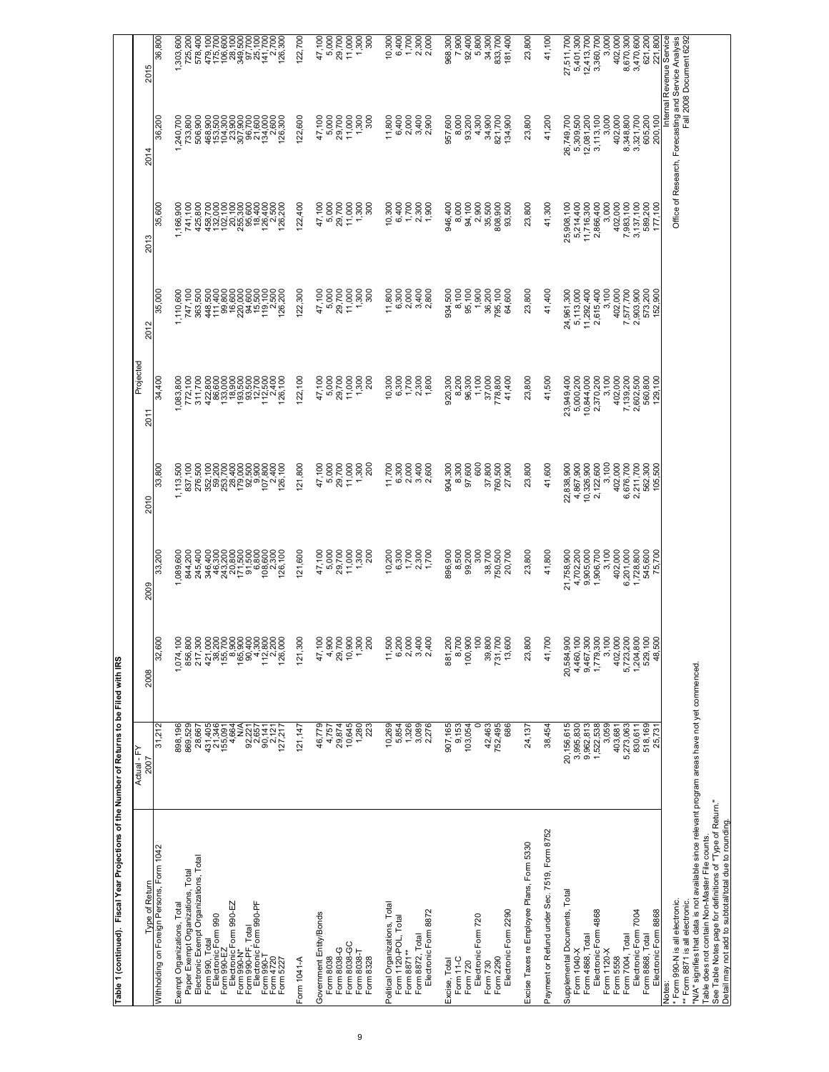**Table 1 (continued). Fiscal Year Projections of the Number of Returns to be Filed with IRS**

| Type of Return | Actual - FY 2007 | Projected 2008 | 2009 | 2010 | 2011 | 2012 | 2013 | 2014 | 2015 |
|---|---|---|---|---|---|---|---|---|---|
| Withholding on Foreign Persons, Form 1042 | 31,212 | 32,600 | 33,200 | 33,800 | 34,400 | 35,000 | 35,600 | 36,200 | 36,800 |
| | | | | | | | | | |
| Exempt Organizations, Total | 898,196 | 1,074,100 | 1,089,600 | 1,113,500 | 1,083,800 | 1,110,600 | 1,166,900 | 1,240,700 | 1,303,600 |
| Paper Exempt Organizations, Total | 869,529 | 856,800 | 844,200 | 837,100 | 772,100 | 747,100 | 741,100 | 733,800 | 725,200 |
| Electronic Exempt Organizations, Total | 28,667 | 217,300 | 245,400 | 276,500 | 311,700 | 363,500 | 425,800 | 506,900 | 578,400 |
| Form 990, Total | 431,405 | 421,000 | 346,400 | 352,100 | 422,800 | 448,500 | 458,700 | 468,900 | 479,100 |
| Electronic Form 990 | 21,346 | 38,200 | 46,300 | 59,200 | 86,600 | 111,400 | 132,000 | 153,500 | 175,700 |
| Form 990-EZ | 155,091 | 155,700 | 243,200 | 253,700 | 133,000 | 99,800 | 102,100 | 104,300 | 106,600 |
| Electronic Form 990-EZ | 4,664 | 8,900 | 20,800 | 28,400 | 18,900 | 16,600 | 20,100 | 23,900 | 28,100 |
| Form 990-N* | N/A | 165,900 | 171,500 | 179,000 | 193,500 | 220,000 | 255,300 | 307,900 | 349,500 |
| Form 990-PF, Total | 92,221 | 90,400 | 91,500 | 92,500 | 93,500 | 94,600 | 95,600 | 96,700 | 97,700 |
| Electronic Form 990-PF | 2,657 | 4,300 | 6,800 | 9,900 | 12,700 | 15,500 | 18,400 | 21,600 | 25,100 |
| Form 990-T | 90,141 | 112,800 | 108,600 | 107,800 | 112,500 | 119,100 | 126,400 | 134,000 | 141,700 |
| Form 4720 | 2,121 | 2,200 | 2,300 | 2,400 | 2,400 | 2,500 | 2,500 | 2,600 | 2,700 |
| Form 5227 | 127,217 | 126,000 | 126,100 | 126,100 | 126,100 | 126,200 | 126,200 | 126,300 | 126,300 |
| | | | | | | | | | |
| Form 1041-A | 121,147 | 121,300 | 121,600 | 121,800 | 122,100 | 122,300 | 122,400 | 122,600 | 122,700 |
| | | | | | | | | | |
| Government Entity/Bonds | 46,779 | 47,100 | 47,100 | 47,100 | 47,100 | 47,100 | 47,100 | 47,100 | 47,100 |
| Form 8038 | 4,757 | 4,900 | 5,000 | 5,000 | 5,000 | 5,000 | 5,000 | 5,000 | 5,000 |
| Form 8038-G | 29,874 | 29,700 | 29,700 | 29,700 | 29,700 | 29,700 | 29,700 | 29,700 | 29,700 |
| Form 8038-GC | 10,645 | 10,900 | 11,000 | 11,000 | 11,000 | 11,000 | 11,000 | 11,000 | 11,000 |
| Form 8038-T | 1,280 | 1,300 | 1,300 | 1,300 | 1,300 | 1,300 | 1,300 | 1,300 | 1,300 |
| Form 8328 | 223 | 200 | 200 | 200 | 200 | 300 | 300 | 300 | 300 |
| | | | | | | | | | |
| Political Organizations, Total | 10,269 | 11,500 | 10,200 | 11,700 | 10,300 | 11,800 | 10,300 | 11,800 | 10,300 |
| Form 1120-POL, Total | 5,854 | 6,200 | 6,300 | 6,300 | 6,300 | 6,300 | 6,400 | 6,400 | 6,400 |
| Form 8871** | 1,326 | 2,000 | 1,700 | 2,000 | 1,700 | 2,000 | 1,700 | 2,000 | 1,700 |
| Form 8872, Total | 3,089 | 3,400 | 2,300 | 3,400 | 2,300 | 3,400 | 2,300 | 3,400 | 2,300 |
| Electronic Form 8872 | 2,276 | 2,400 | 1,700 | 2,600 | 1,800 | 2,800 | 1,900 | 2,900 | 2,000 |
| | | | | | | | | | |
| Excise, Total | 907,165 | 881,200 | 896,900 | 904,300 | 920,300 | 934,500 | 946,400 | 957,600 | 968,300 |
| Form 11-C | 9,153 | 8,700 | 8,500 | 8,300 | 8,200 | 8,100 | 8,000 | 8,000 | 7,900 |
| Form 720 | 103,054 | 100,900 | 99,200 | 97,600 | 96,300 | 95,100 | 94,100 | 93,200 | 92,400 |
| Electronic Form 720 | 0 | 100 | 300 | 600 | 1,100 | 1,900 | 2,900 | 4,300 | 5,800 |
| Form 730 | 42,463 | 39,800 | 38,700 | 37,800 | 37,000 | 36,200 | 35,500 | 34,900 | 34,300 |
| Form 2290 | 752,495 | 731,700 | 750,500 | 760,500 | 778,800 | 795,100 | 808,900 | 821,700 | 833,700 |
| Electronic Form 2290 | 686 | 13,600 | 20,700 | 27,900 | 41,400 | 64,600 | 93,500 | 134,900 | 181,400 |
| | | | | | | | | | |
| Excise Taxes re Employee Plans, Form 5330 | 24,137 | 23,800 | 23,800 | 23,800 | 23,800 | 23,800 | 23,800 | 23,800 | 23,800 |
| | | | | | | | | | |
| Payment or Refund under Sec. 7519, Form 8752 | 38,454 | 41,700 | 41,800 | 41,600 | 41,500 | 41,400 | 41,300 | 41,200 | 41,100 |
| | | | | | | | | | |
| Supplemental Documents, Total | 20,156,615 | 20,584,900 | 21,758,900 | 22,838,900 | 23,949,400 | 24,961,300 | 25,908,100 | 26,749,700 | 27,511,700 |
| Form 1040-X | 3,995,830 | 4,460,100 | 4,702,200 | 4,867,900 | 5,000,200 | 5,113,000 | 5,214,400 | 5,309,500 | 5,401,300 |
| Form 4868, Total | 9,962,813 | 9,467,300 | 9,905,000 | 10,326,900 | 10,844,000 | 11,292,400 | 11,716,300 | 12,081,200 | 12,413,700 |
| Electronic Form 4868 | 1,522,538 | 1,779,300 | 1,906,700 | 2,122,600 | 2,370,200 | 2,615,400 | 2,866,400 | 3,113,100 | 3,360,700 |
| Form 1120-X | 3,059 | 3,100 | 3,100 | 3,100 | 3,100 | 3,100 | 3,000 | 3,000 | 3,000 |
| Form 5558 | 403,681 | 402,000 | 402,000 | 402,000 | 402,000 | 402,000 | 402,000 | 402,000 | 402,000 |
| Form 7004, Total | 5,273,063 | 5,723,200 | 6,201,000 | 6,676,700 | 7,139,200 | 7,577,700 | 7,983,100 | 8,348,800 | 8,670,300 |
| Electronic Form 7004 | 830,611 | 1,204,800 | 1,728,800 | 2,211,700 | 2,602,500 | 2,903,900 | 3,137,100 | 3,321,700 | 3,470,600 |
| Form 8868, Total | 518,169 | 529,100 | 545,600 | 562,300 | 560,800 | 573,200 | 589,200 | 605,200 | 621,200 |
| Electronic Form 8868 | 25,731 | 48,500 | 75,700 | 105,500 | 129,100 | 152,900 | 177,100 | 200,100 | 221,800 |

Notes:
\* Form 990-N is all electronic.
\*\* Form 8871 is all electronic.
"N/A" signifies that data is not available since relevant program areas have not yet commenced.
Table does not contain Non-Master File counts.
See Table Notes page for definitions of "Type of Return."
Detail may not add to subtotal/total due to rounding.

Internal Revenue Service
Office of Research, Forecasting and Service Analysis
Fall 2008 Document 6292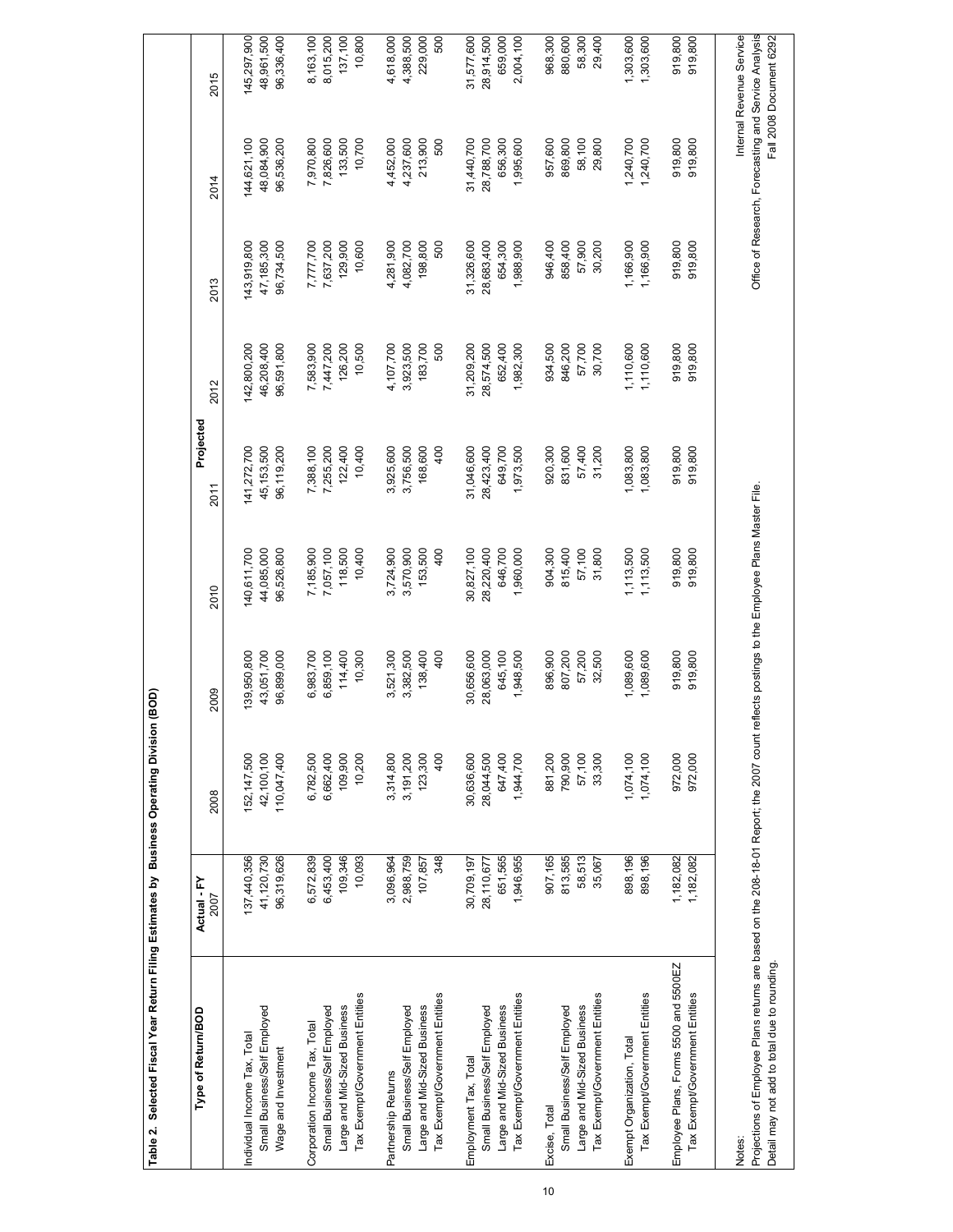**Table 2. Selected Fiscal Year Return Filing Estimates by Business Operating Division (BOD)**

| Type of Return/BOD | Actual - FY 2007 | 2008 | 2009 | 2010 | 2011 | 2012 | 2013 | 2014 | 2015 |
|---|---|---|---|---|---|---|---|---|---|
| | | Projected | | | | | | | |
| Individual Income Tax, Total | 137,440,356 | 152,147,500 | 139,950,800 | 140,611,700 | 141,272,700 | 142,800,200 | 143,919,800 | 144,621,100 | 145,297,900 |
| Small Business/Self Employed | 41,120,730 | 42,100,100 | 43,051,700 | 44,085,000 | 45,153,500 | 46,208,400 | 47,185,300 | 48,084,900 | 48,961,500 |
| Wage and Investment | 96,319,626 | 110,047,400 | 96,899,000 | 96,526,800 | 96,119,200 | 96,591,800 | 96,734,500 | 96,536,200 | 96,336,400 |
| Corporation Income Tax, Total | 6,572,839 | 6,782,500 | 6,983,700 | 7,185,900 | 7,388,100 | 7,583,900 | 7,777,700 | 7,970,800 | 8,163,100 |
| Small Business/Self Employed | 6,453,400 | 6,662,400 | 6,859,100 | 7,057,100 | 7,255,200 | 7,447,200 | 7,637,200 | 7,826,600 | 8,015,200 |
| Large and Mid-Sized Business | 109,346 | 109,900 | 114,400 | 118,500 | 122,400 | 126,200 | 129,900 | 133,500 | 137,100 |
| Tax Exempt/Government Entities | 10,093 | 10,200 | 10,300 | 10,400 | 10,400 | 10,500 | 10,600 | 10,700 | 10,800 |
| Partnership Returns | 3,096,964 | 3,314,800 | 3,521,300 | 3,724,900 | 3,925,600 | 4,107,700 | 4,281,900 | 4,452,000 | 4,618,000 |
| Small Business/Self Employed | 2,988,759 | 3,191,200 | 3,382,500 | 3,570,900 | 3,756,500 | 3,923,500 | 4,082,700 | 4,237,600 | 4,388,500 |
| Large and Mid-Sized Business | 107,857 | 123,300 | 138,400 | 153,500 | 168,600 | 183,700 | 198,800 | 213,900 | 229,000 |
| Tax Exempt/Government Entities | 348 | 400 | 400 | 400 | 400 | 500 | 500 | 500 | 500 |
| Employment Tax, Total | 30,709,197 | 30,636,600 | 30,656,600 | 30,827,100 | 31,046,600 | 31,209,200 | 31,326,600 | 31,440,700 | 31,577,600 |
| Small Business/Self Employed | 28,110,677 | 28,044,500 | 28,063,000 | 28,220,400 | 28,423,400 | 28,574,500 | 28,683,400 | 28,788,700 | 28,914,500 |
| Large and Mid-Sized Business | 651,565 | 647,400 | 645,100 | 646,700 | 649,700 | 652,400 | 654,300 | 656,300 | 659,000 |
| Tax Exempt/Government Entities | 1,946,955 | 1,944,700 | 1,948,500 | 1,960,000 | 1,973,500 | 1,982,300 | 1,988,900 | 1,995,600 | 2,004,100 |
| Excise, Total | 907,165 | 881,200 | 896,900 | 904,300 | 920,300 | 934,500 | 946,400 | 957,600 | 968,300 |
| Small Business/Self Employed | 813,585 | 790,900 | 807,200 | 815,400 | 831,600 | 846,200 | 858,400 | 869,800 | 880,600 |
| Large and Mid-Sized Business | 58,513 | 57,100 | 57,200 | 57,100 | 57,400 | 57,700 | 57,900 | 58,100 | 58,300 |
| Tax Exempt/Government Entities | 35,067 | 33,300 | 32,500 | 31,800 | 31,200 | 30,700 | 30,200 | 29,800 | 29,400 |
| Exempt Organization, Total | 898,196 | 1,074,100 | 1,089,600 | 1,113,500 | 1,083,800 | 1,110,600 | 1,166,900 | 1,240,700 | 1,303,600 |
| Tax Exempt/Government Entities | 898,196 | 1,074,100 | 1,089,600 | 1,113,500 | 1,083,800 | 1,110,600 | 1,166,900 | 1,240,700 | 1,303,600 |
| Employee Plans, Forms 5500 and 5500EZ | 1,182,082 | 972,000 | 919,800 | 919,800 | 919,800 | 919,800 | 919,800 | 919,800 | 919,800 |
| Tax Exempt/Government Entities | 1,182,082 | 972,000 | 919,800 | 919,800 | 919,800 | 919,800 | 919,800 | 919,800 | 919,800 |

Notes:
Projections of Employee Plans returns are based on the 208-18-01 Report; the 2007 count reflects postings to the Employee Plans Master File.
Detail may not add to total due to rounding.

Internal Revenue Service
Office of Research, Forecasting and Service Analysis
Fall 2008 Document 6292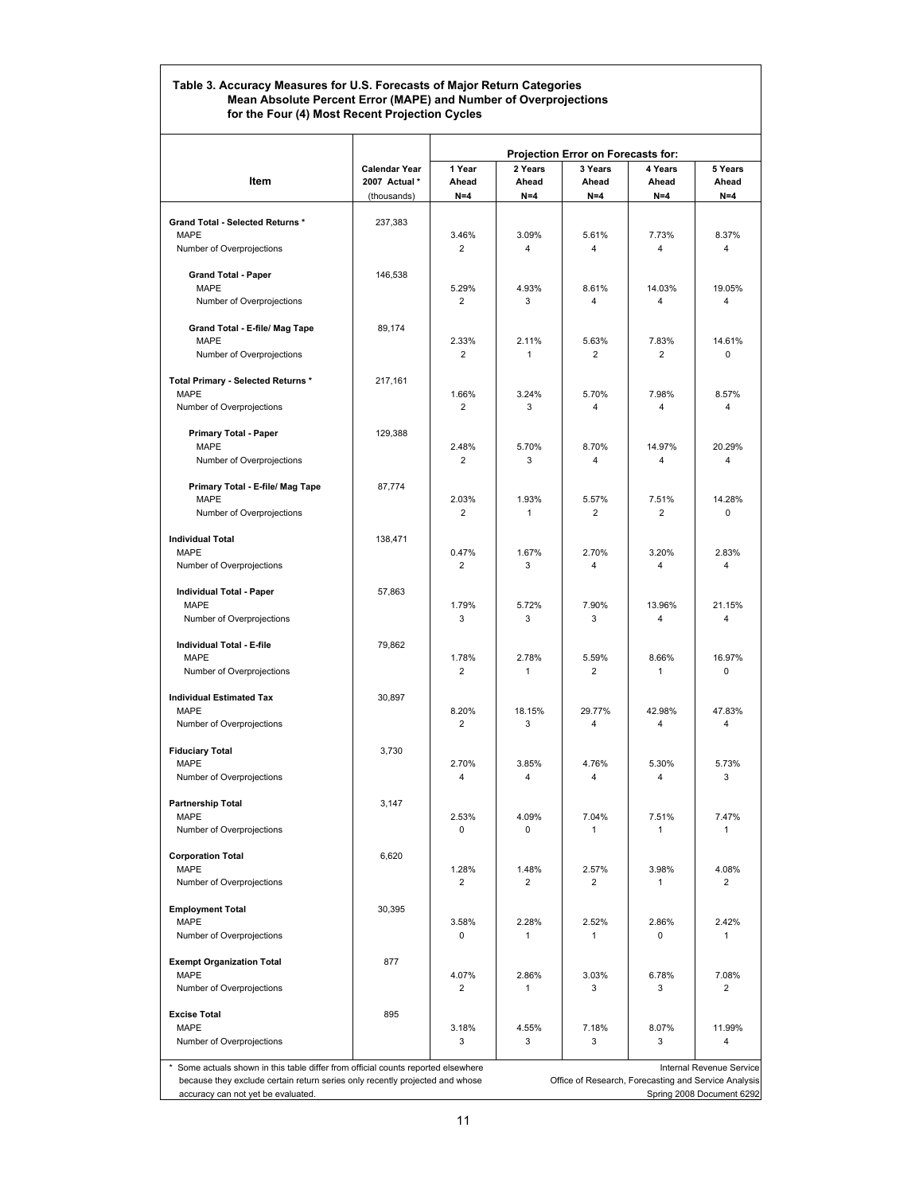**Table 3. Accuracy Measures for U.S. Forecasts of Major Return Categories Mean Absolute Percent Error (MAPE) and Number of Overprojections for the Four (4) Most Recent Projection Cycles**

| Item | Calendar Year 2007 Actual * (thousands) | Projection Error on Forecasts for: 1 Year Ahead N=4 | 2 Years Ahead N=4 | 3 Years Ahead N=4 | 4 Years Ahead N=4 | 5 Years Ahead N=4 |
|---|---|---|---|---|---|---|
| **Grand Total - Selected Returns *** | 237,383 | | | | | |
| MAPE | | 3.46% | 3.09% | 5.61% | 7.73% | 8.37% |
| Number of Overprojections | | 2 | 4 | 4 | 4 | 4 |
| **Grand Total - Paper** | 146,538 | | | | | |
| MAPE | | 5.29% | 4.93% | 8.61% | 14.03% | 19.05% |
| Number of Overprojections | | 2 | 3 | 4 | 4 | 4 |
| **Grand Total - E-file/ Mag Tape** | 89,174 | | | | | |
| MAPE | | 2.33% | 2.11% | 5.63% | 7.83% | 14.61% |
| Number of Overprojections | | 2 | 1 | 2 | 2 | 0 |
| **Total Primary - Selected Returns *** | 217,161 | | | | | |
| MAPE | | 1.66% | 3.24% | 5.70% | 7.98% | 8.57% |
| Number of Overprojections | | 2 | 3 | 4 | 4 | 4 |
| **Primary Total - Paper** | 129,388 | | | | | |
| MAPE | | 2.48% | 5.70% | 8.70% | 14.97% | 20.29% |
| Number of Overprojections | | 2 | 3 | 4 | 4 | 4 |
| **Primary Total - E-file/ Mag Tape** | 87,774 | | | | | |
| MAPE | | 2.03% | 1.93% | 5.57% | 7.51% | 14.28% |
| Number of Overprojections | | 2 | 1 | 2 | 2 | 0 |
| **Individual Total** | 138,471 | | | | | |
| MAPE | | 0.47% | 1.67% | 2.70% | 3.20% | 2.83% |
| Number of Overprojections | | 2 | 3 | 4 | 4 | 4 |
| **Individual Total - Paper** | 57,863 | | | | | |
| MAPE | | 1.79% | 5.72% | 7.90% | 13.96% | 21.15% |
| Number of Overprojections | | 3 | 3 | 3 | 4 | 4 |
| **Individual Total - E-file** | 79,862 | | | | | |
| MAPE | | 1.78% | 2.78% | 5.59% | 8.66% | 16.97% |
| Number of Overprojections | | 2 | 1 | 2 | 1 | 0 |
| **Individual Estimated Tax** | 30,897 | | | | | |
| MAPE | | 8.20% | 18.15% | 29.77% | 42.98% | 47.83% |
| Number of Overprojections | | 2 | 3 | 4 | 4 | 4 |
| **Fiduciary Total** | 3,730 | | | | | |
| MAPE | | 2.70% | 3.85% | 4.76% | 5.30% | 5.73% |
| Number of Overprojections | | 4 | 4 | 4 | 4 | 3 |
| **Partnership Total** | 3,147 | | | | | |
| MAPE | | 2.53% | 4.09% | 7.04% | 7.51% | 7.47% |
| Number of Overprojections | | 0 | 0 | 1 | 1 | 1 |
| **Corporation Total** | 6,620 | | | | | |
| MAPE | | 1.28% | 1.48% | 2.57% | 3.98% | 4.08% |
| Number of Overprojections | | 2 | 2 | 2 | 1 | 2 |
| **Employment Total** | 30,395 | | | | | |
| MAPE | | 3.58% | 2.28% | 2.52% | 2.86% | 2.42% |
| Number of Overprojections | | 0 | 1 | 1 | 0 | 1 |
| **Exempt Organization Total** | 877 | | | | | |
| MAPE | | 4.07% | 2.86% | 3.03% | 6.78% | 7.08% |
| Number of Overprojections | | 2 | 1 | 3 | 3 | 2 |
| **Excise Total** | 895 | | | | | |
| MAPE | | 3.18% | 4.55% | 7.18% | 8.07% | 11.99% |
| Number of Overprojections | | 3 | 3 | 3 | 3 | 4 |

* Some actuals shown in this table differ from official counts reported elsewhere because they exclude certain return series only recently projected and whose accuracy can not yet be evaluated.

Internal Revenue Service
Office of Research, Forecasting and Service Analysis
Spring 2008 Document 6292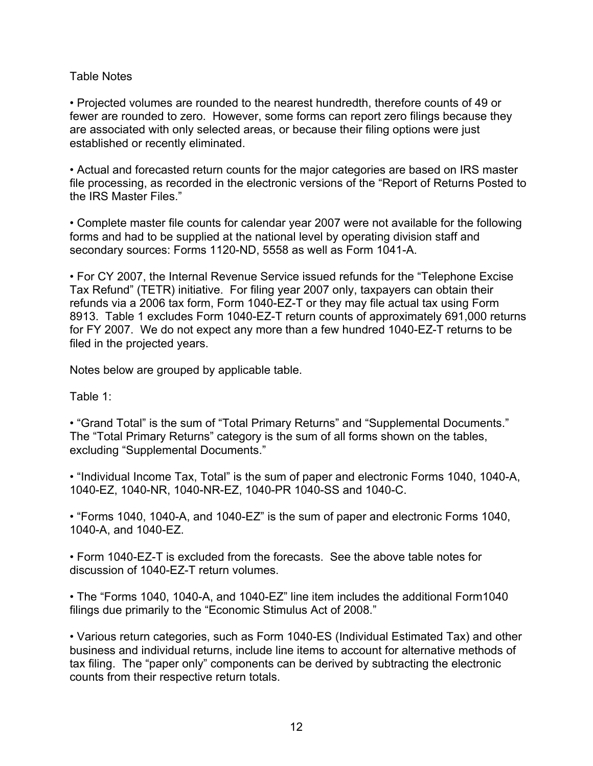Table Notes

• Projected volumes are rounded to the nearest hundredth, therefore counts of 49 or fewer are rounded to zero. However, some forms can report zero filings because they are associated with only selected areas, or because their filing options were just established or recently eliminated.

• Actual and forecasted return counts for the major categories are based on IRS master file processing, as recorded in the electronic versions of the "Report of Returns Posted to the IRS Master Files."

• Complete master file counts for calendar year 2007 were not available for the following forms and had to be supplied at the national level by operating division staff and secondary sources: Forms 1120-ND, 5558 as well as Form 1041-A.

• For CY 2007, the Internal Revenue Service issued refunds for the "Telephone Excise Tax Refund" (TETR) initiative. For filing year 2007 only, taxpayers can obtain their refunds via a 2006 tax form, Form 1040-EZ-T or they may file actual tax using Form 8913. Table 1 excludes Form 1040-EZ-T return counts of approximately 691,000 returns for FY 2007. We do not expect any more than a few hundred 1040-EZ-T returns to be filed in the projected years.

Notes below are grouped by applicable table.

Table 1:

• "Grand Total" is the sum of "Total Primary Returns" and "Supplemental Documents." The "Total Primary Returns" category is the sum of all forms shown on the tables, excluding "Supplemental Documents."

• "Individual Income Tax, Total" is the sum of paper and electronic Forms 1040, 1040-A, 1040-EZ, 1040-NR, 1040-NR-EZ, 1040-PR 1040-SS and 1040-C.

• "Forms 1040, 1040-A, and 1040-EZ" is the sum of paper and electronic Forms 1040, 1040-A, and 1040-EZ.

• Form 1040-EZ-T is excluded from the forecasts. See the above table notes for discussion of 1040-EZ-T return volumes.

• The "Forms 1040, 1040-A, and 1040-EZ" line item includes the additional Form1040 filings due primarily to the "Economic Stimulus Act of 2008."

• Various return categories, such as Form 1040-ES (Individual Estimated Tax) and other business and individual returns, include line items to account for alternative methods of tax filing. The "paper only" components can be derived by subtracting the electronic counts from their respective return totals.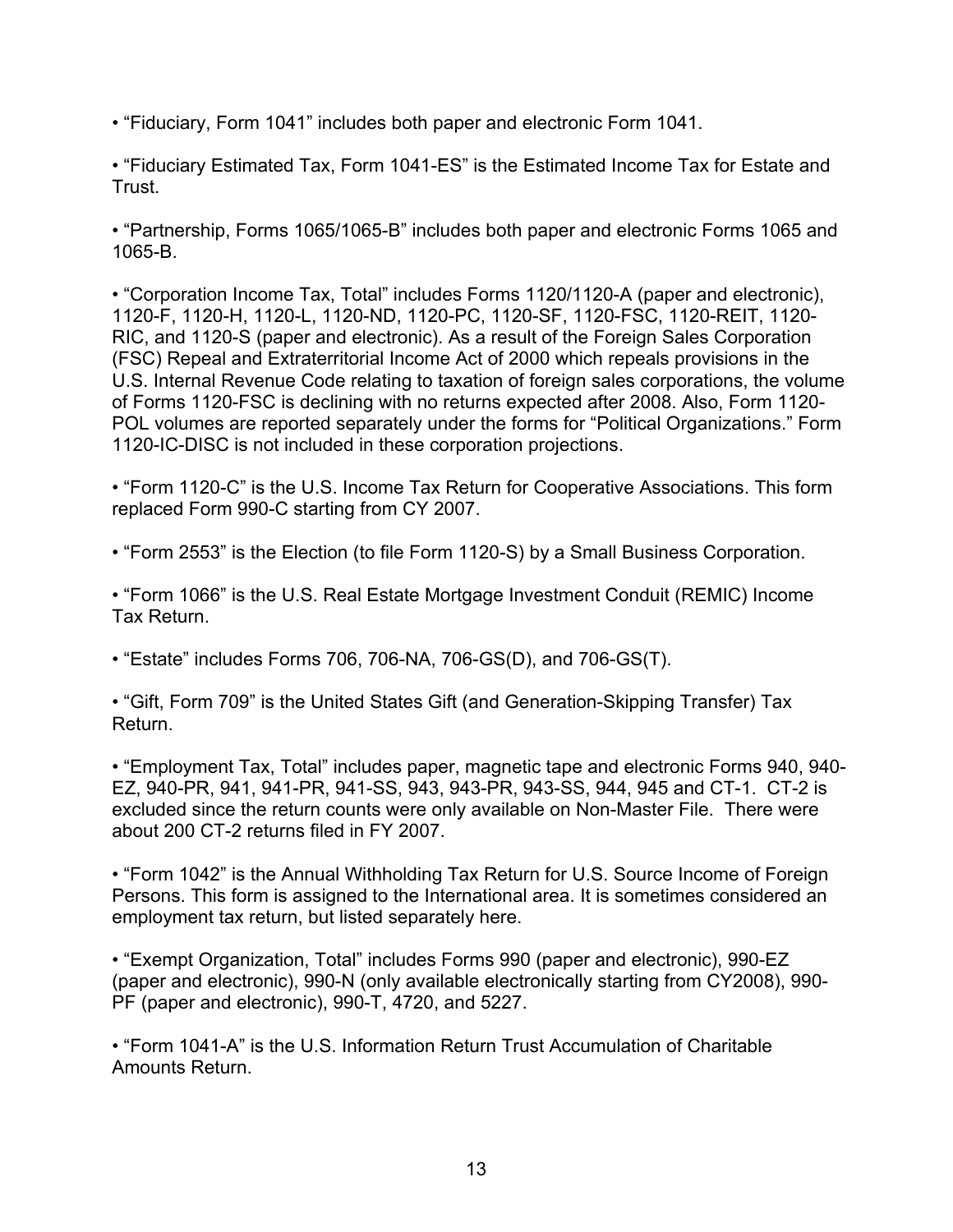- "Fiduciary, Form 1041" includes both paper and electronic Form 1041.

- "Fiduciary Estimated Tax, Form 1041-ES" is the Estimated Income Tax for Estate and Trust.

- "Partnership, Forms 1065/1065-B" includes both paper and electronic Forms 1065 and 1065-B.

- "Corporation Income Tax, Total" includes Forms 1120/1120-A (paper and electronic), 1120-F, 1120-H, 1120-L, 1120-ND, 1120-PC, 1120-SF, 1120-FSC, 1120-REIT, 1120-RIC, and 1120-S (paper and electronic). As a result of the Foreign Sales Corporation (FSC) Repeal and Extraterritorial Income Act of 2000 which repeals provisions in the U.S. Internal Revenue Code relating to taxation of foreign sales corporations, the volume of Forms 1120-FSC is declining with no returns expected after 2008. Also, Form 1120-POL volumes are reported separately under the forms for "Political Organizations." Form 1120-IC-DISC is not included in these corporation projections.

- "Form 1120-C" is the U.S. Income Tax Return for Cooperative Associations. This form replaced Form 990-C starting from CY 2007.

- "Form 2553" is the Election (to file Form 1120-S) by a Small Business Corporation.

- "Form 1066" is the U.S. Real Estate Mortgage Investment Conduit (REMIC) Income Tax Return.

- "Estate" includes Forms 706, 706-NA, 706-GS(D), and 706-GS(T).

- "Gift, Form 709" is the United States Gift (and Generation-Skipping Transfer) Tax Return.

- "Employment Tax, Total" includes paper, magnetic tape and electronic Forms 940, 940-EZ, 940-PR, 941, 941-PR, 941-SS, 943, 943-PR, 943-SS, 944, 945 and CT-1. CT-2 is excluded since the return counts were only available on Non-Master File. There were about 200 CT-2 returns filed in FY 2007.

- "Form 1042" is the Annual Withholding Tax Return for U.S. Source Income of Foreign Persons. This form is assigned to the International area. It is sometimes considered an employment tax return, but listed separately here.

- "Exempt Organization, Total" includes Forms 990 (paper and electronic), 990-EZ (paper and electronic), 990-N (only available electronically starting from CY2008), 990-PF (paper and electronic), 990-T, 4720, and 5227.

- "Form 1041-A" is the U.S. Information Return Trust Accumulation of Charitable Amounts Return.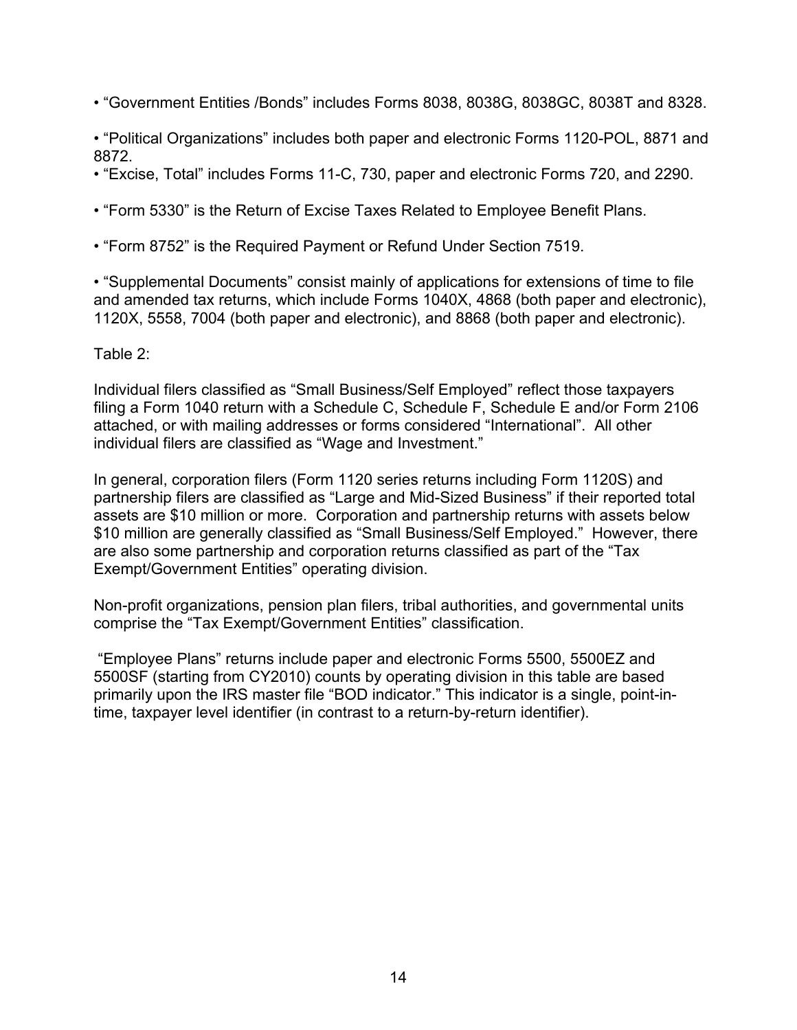- "Government Entities /Bonds" includes Forms 8038, 8038G, 8038GC, 8038T and 8328.

- "Political Organizations" includes both paper and electronic Forms 1120-POL, 8871 and 8872.
- "Excise, Total" includes Forms 11-C, 730, paper and electronic Forms 720, and 2290.

- "Form 5330" is the Return of Excise Taxes Related to Employee Benefit Plans.

- "Form 8752" is the Required Payment or Refund Under Section 7519.

- "Supplemental Documents" consist mainly of applications for extensions of time to file and amended tax returns, which include Forms 1040X, 4868 (both paper and electronic), 1120X, 5558, 7004 (both paper and electronic), and 8868 (both paper and electronic).

Table 2:

Individual filers classified as "Small Business/Self Employed" reflect those taxpayers filing a Form 1040 return with a Schedule C, Schedule F, Schedule E and/or Form 2106 attached, or with mailing addresses or forms considered "International". All other individual filers are classified as "Wage and Investment."

In general, corporation filers (Form 1120 series returns including Form 1120S) and partnership filers are classified as "Large and Mid-Sized Business" if their reported total assets are $10 million or more. Corporation and partnership returns with assets below $10 million are generally classified as "Small Business/Self Employed." However, there are also some partnership and corporation returns classified as part of the "Tax Exempt/Government Entities" operating division.

Non-profit organizations, pension plan filers, tribal authorities, and governmental units comprise the "Tax Exempt/Government Entities" classification.

"Employee Plans" returns include paper and electronic Forms 5500, 5500EZ and 5500SF (starting from CY2010) counts by operating division in this table are based primarily upon the IRS master file "BOD indicator." This indicator is a single, point-in-time, taxpayer level identifier (in contrast to a return-by-return identifier).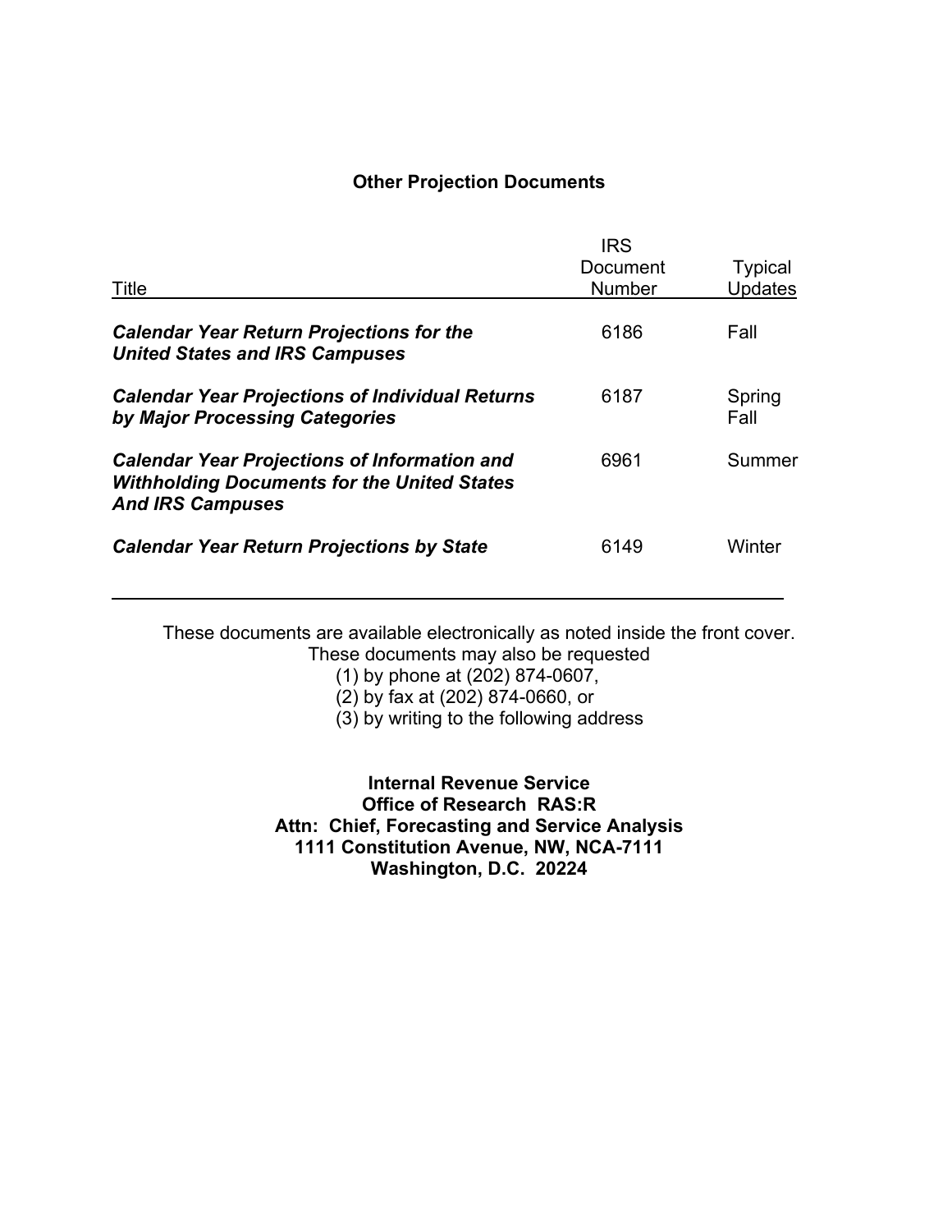# Other Projection Documents

| Title | IRS Document Number | Typical Updates |
|---|---|---|
| ***Calendar Year Return Projections for the United States and IRS Campuses*** | 6186 | Fall |
| ***Calendar Year Projections of Individual Returns by Major Processing Categories*** | 6187 | Spring<br>Fall |
| ***Calendar Year Projections of Information and Withholding Documents for the United States And IRS Campuses*** | 6961 | Summer |
| ***Calendar Year Return Projections by State*** | 6149 | Winter |

These documents are available electronically as noted inside the front cover.
These documents may also be requested

(1) by phone at (202) 874-0607,
(2) by fax at (202) 874-0660, or
(3) by writing to the following address

**Internal Revenue Service**
**Office of Research RAS:R**
**Attn: Chief, Forecasting and Service Analysis**
**1111 Constitution Avenue, NW, NCA-7111**
**Washington, D.C. 20224**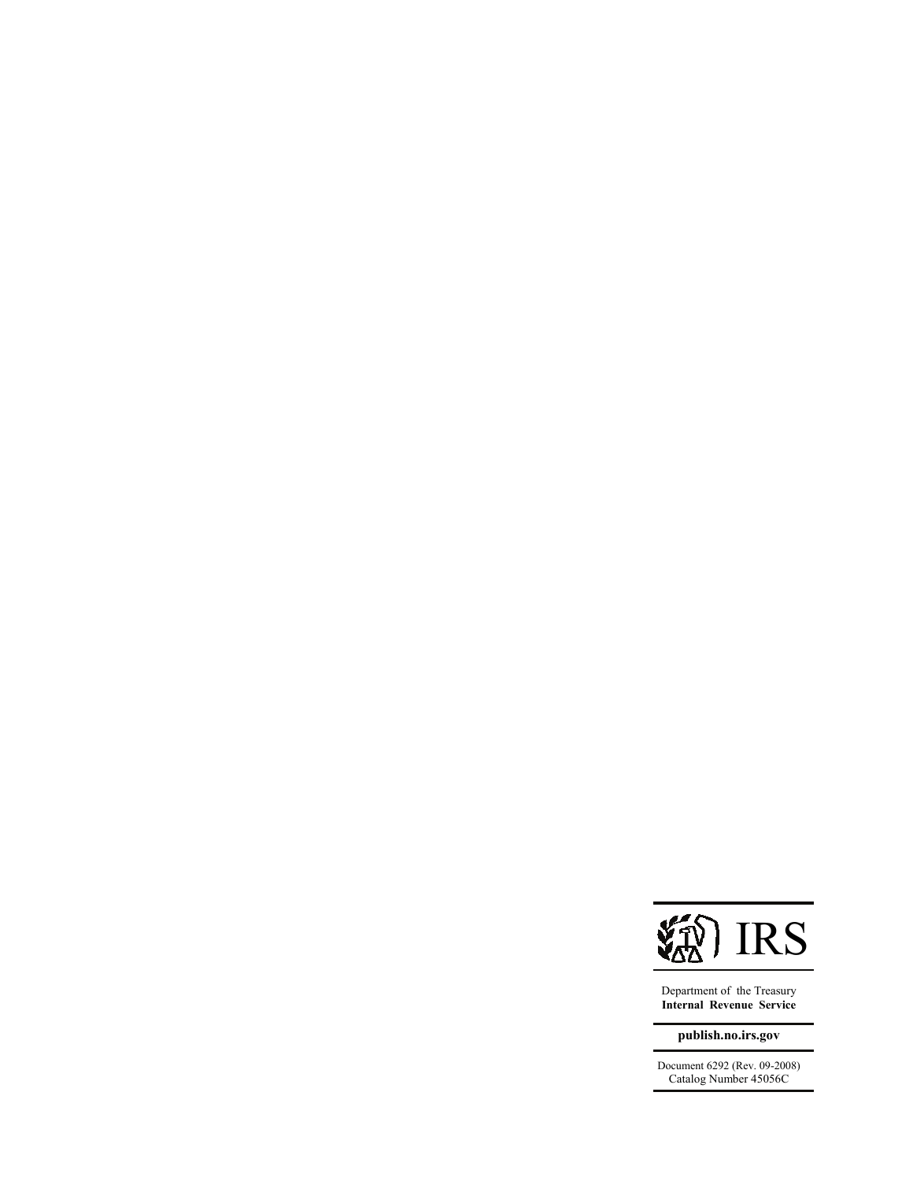IRS

Department of the Treasury
**Internal Revenue Service**

**publish.no.irs.gov**

Document 6292 (Rev. 09-2008)
Catalog Number 45056C